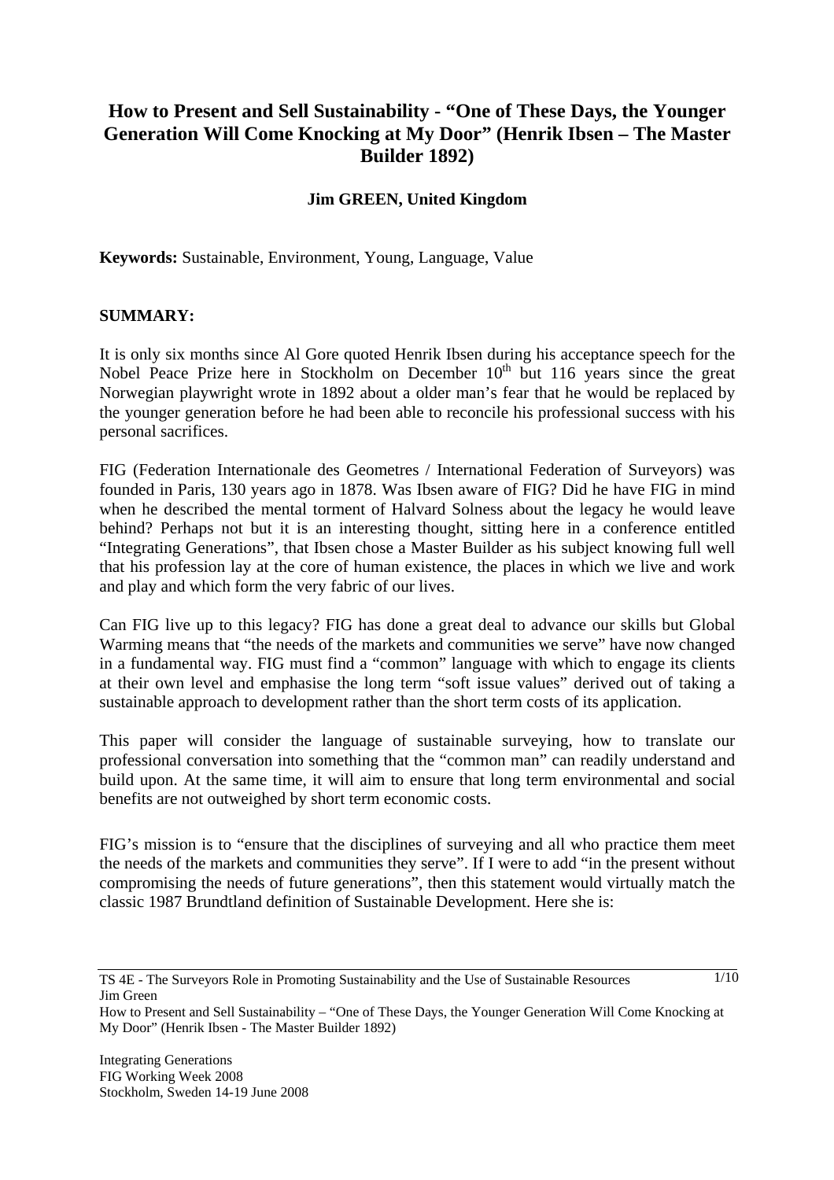# How to Present and Sell Sustainability - "One of These Days, the Younger Generation Will Come Knocking at My Door" (Henrik Ibsen – The Master Builder 1892)

**Jim GREEN, United Kingdom**

**Keywords:** Sustainable, Environment, Young, Language, Value

## SUMMARY:

It is only six months since Al Gore quoted Henrik Ibsen during his acceptance speech for the Nobel Peace Prize here in Stockholm on December 10th but 116 years since the great Norwegian playwright wrote in 1892 about a older man's fear that he would be replaced by the younger generation before he had been able to reconcile his professional success with his personal sacrifices.

FIG (Federation Internationale des Geometres / International Federation of Surveyors) was founded in Paris, 130 years ago in 1878. Was Ibsen aware of FIG? Did he have FIG in mind when he described the mental torment of Halvard Solness about the legacy he would leave behind? Perhaps not but it is an interesting thought, sitting here in a conference entitled "Integrating Generations", that Ibsen chose a Master Builder as his subject knowing full well that his profession lay at the core of human existence, the places in which we live and work and play and which form the very fabric of our lives.

Can FIG live up to this legacy? FIG has done a great deal to advance our skills but Global Warming means that "the needs of the markets and communities we serve" have now changed in a fundamental way. FIG must find a "common" language with which to engage its clients at their own level and emphasise the long term "soft issue values" derived out of taking a sustainable approach to development rather than the short term costs of its application.

This paper will consider the language of sustainable surveying, how to translate our professional conversation into something that the "common man" can readily understand and build upon. At the same time, it will aim to ensure that long term environmental and social benefits are not outweighed by short term economic costs.

FIG's mission is to "ensure that the disciplines of surveying and all who practice them meet the needs of the markets and communities they serve". If I were to add "in the present without compromising the needs of future generations", then this statement would virtually match the classic 1987 Brundtland definition of Sustainable Development. Here she is: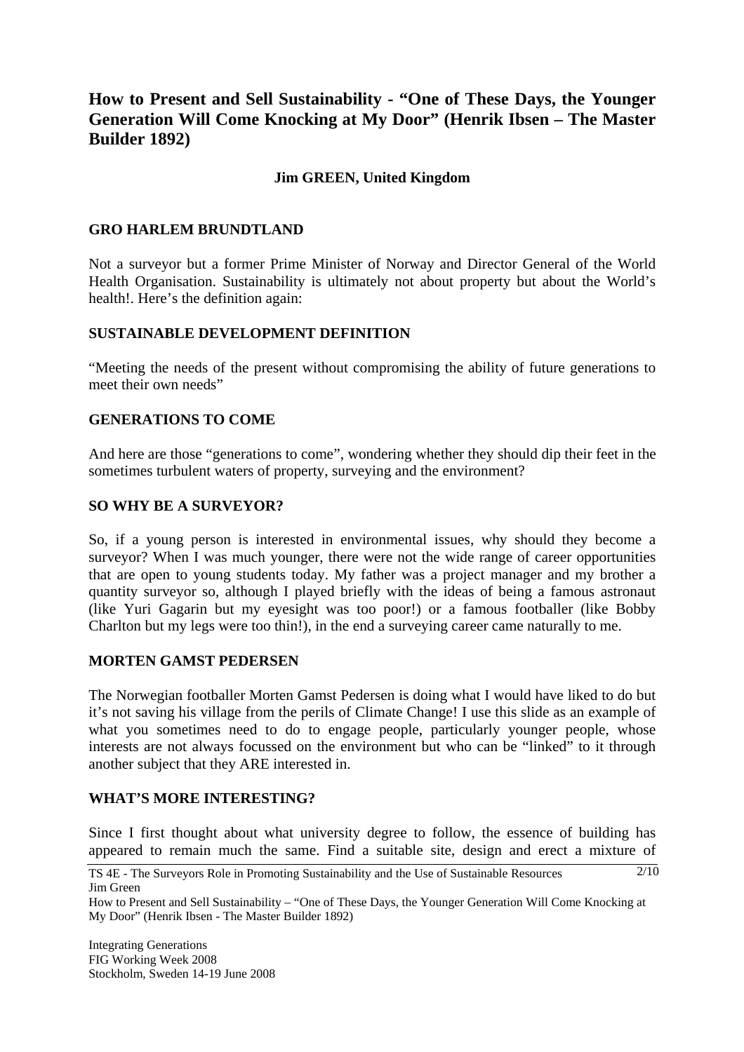# How to Present and Sell Sustainability - "One of These Days, the Younger Generation Will Come Knocking at My Door" (Henrik Ibsen – The Master Builder 1892)

**Jim GREEN, United Kingdom**

## GRO HARLEM BRUNDTLAND

Not a surveyor but a former Prime Minister of Norway and Director General of the World Health Organisation. Sustainability is ultimately not about property but about the World's health!. Here's the definition again:

## SUSTAINABLE DEVELOPMENT DEFINITION

"Meeting the needs of the present without compromising the ability of future generations to meet their own needs"

## GENERATIONS TO COME

And here are those "generations to come", wondering whether they should dip their feet in the sometimes turbulent waters of property, surveying and the environment?

## SO WHY BE A SURVEYOR?

So, if a young person is interested in environmental issues, why should they become a surveyor? When I was much younger, there were not the wide range of career opportunities that are open to young students today. My father was a project manager and my brother a quantity surveyor so, although I played briefly with the ideas of being a famous astronaut (like Yuri Gagarin but my eyesight was too poor!) or a famous footballer (like Bobby Charlton but my legs were too thin!), in the end a surveying career came naturally to me.

## MORTEN GAMST PEDERSEN

The Norwegian footballer Morten Gamst Pedersen is doing what I would have liked to do but it's not saving his village from the perils of Climate Change! I use this slide as an example of what you sometimes need to do to engage people, particularly younger people, whose interests are not always focussed on the environment but who can be "linked" to it through another subject that they ARE interested in.

## WHAT'S MORE INTERESTING?

Since I first thought about what university degree to follow, the essence of building has appeared to remain much the same. Find a suitable site, design and erect a mixture of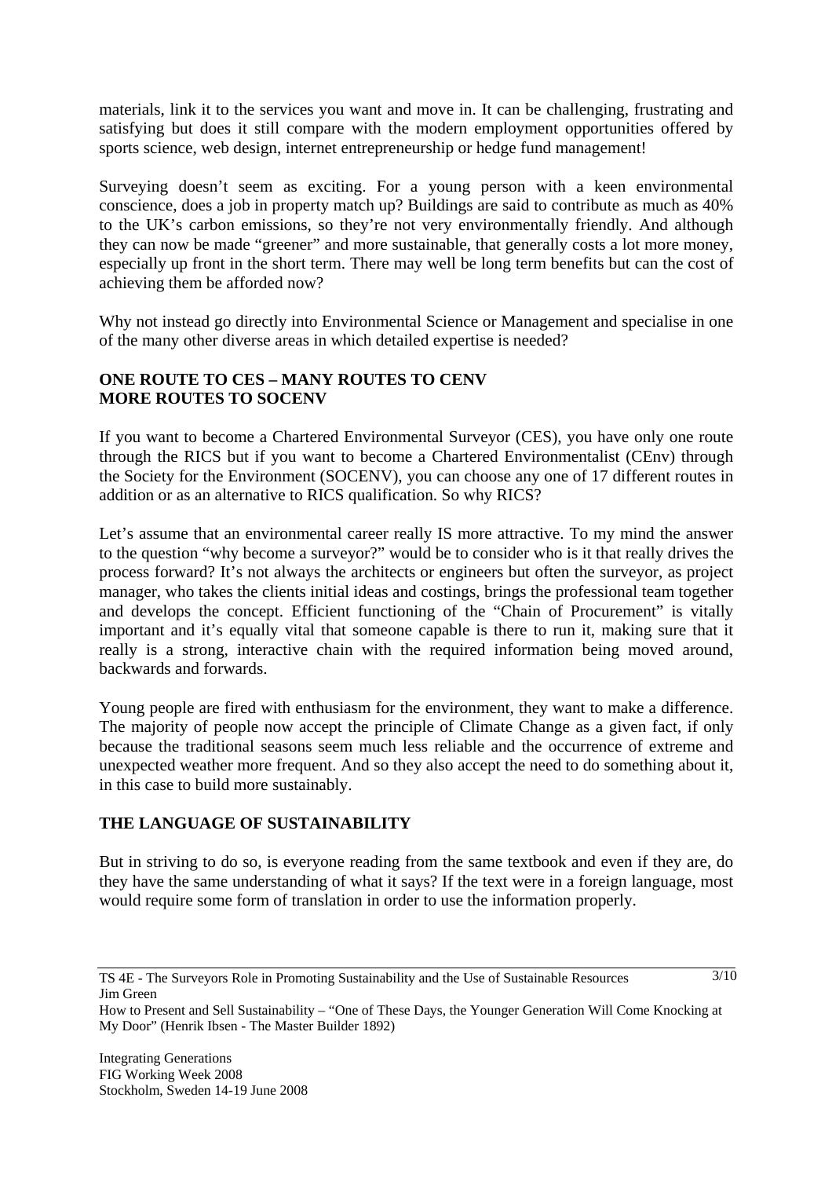materials, link it to the services you want and move in. It can be challenging, frustrating and satisfying but does it still compare with the modern employment opportunities offered by sports science, web design, internet entrepreneurship or hedge fund management!

Surveying doesn't seem as exciting. For a young person with a keen environmental conscience, does a job in property match up? Buildings are said to contribute as much as 40% to the UK's carbon emissions, so they're not very environmentally friendly. And although they can now be made "greener" and more sustainable, that generally costs a lot more money, especially up front in the short term. There may well be long term benefits but can the cost of achieving them be afforded now?

Why not instead go directly into Environmental Science or Management and specialise in one of the many other diverse areas in which detailed expertise is needed?

## ONE ROUTE TO CES – MANY ROUTES TO CENV MORE ROUTES TO SOCENV

If you want to become a Chartered Environmental Surveyor (CES), you have only one route through the RICS but if you want to become a Chartered Environmentalist (CEnv) through the Society for the Environment (SOCENV), you can choose any one of 17 different routes in addition or as an alternative to RICS qualification. So why RICS?

Let's assume that an environmental career really IS more attractive. To my mind the answer to the question "why become a surveyor?" would be to consider who is it that really drives the process forward? It's not always the architects or engineers but often the surveyor, as project manager, who takes the clients initial ideas and costings, brings the professional team together and develops the concept. Efficient functioning of the "Chain of Procurement" is vitally important and it's equally vital that someone capable is there to run it, making sure that it really is a strong, interactive chain with the required information being moved around, backwards and forwards.

Young people are fired with enthusiasm for the environment, they want to make a difference. The majority of people now accept the principle of Climate Change as a given fact, if only because the traditional seasons seem much less reliable and the occurrence of extreme and unexpected weather more frequent. And so they also accept the need to do something about it, in this case to build more sustainably.

## THE LANGUAGE OF SUSTAINABILITY

But in striving to do so, is everyone reading from the same textbook and even if they are, do they have the same understanding of what it says? If the text were in a foreign language, most would require some form of translation in order to use the information properly.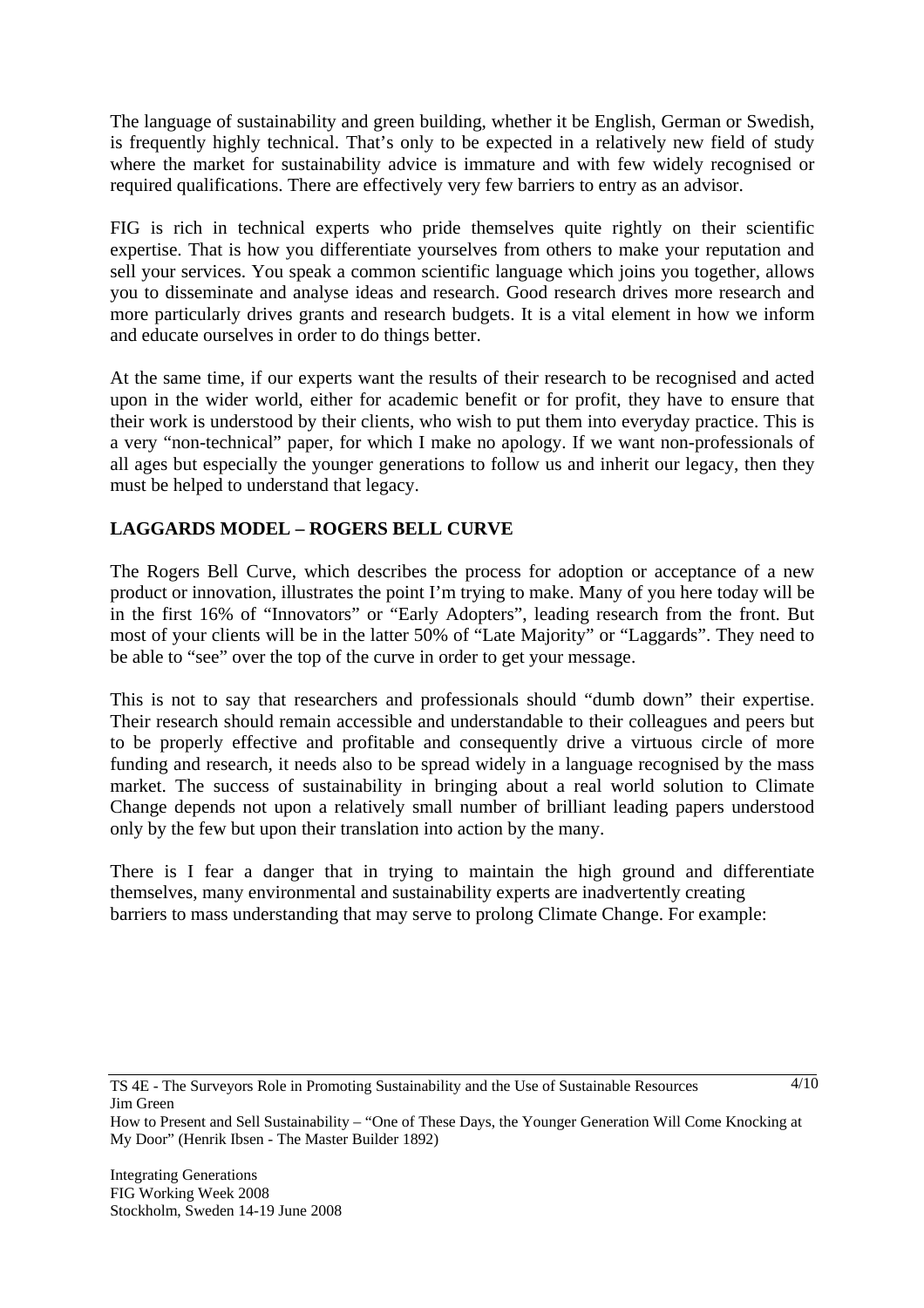The language of sustainability and green building, whether it be English, German or Swedish, is frequently highly technical. That's only to be expected in a relatively new field of study where the market for sustainability advice is immature and with few widely recognised or required qualifications. There are effectively very few barriers to entry as an advisor.

FIG is rich in technical experts who pride themselves quite rightly on their scientific expertise. That is how you differentiate yourselves from others to make your reputation and sell your services. You speak a common scientific language which joins you together, allows you to disseminate and analyse ideas and research. Good research drives more research and more particularly drives grants and research budgets. It is a vital element in how we inform and educate ourselves in order to do things better.

At the same time, if our experts want the results of their research to be recognised and acted upon in the wider world, either for academic benefit or for profit, they have to ensure that their work is understood by their clients, who wish to put them into everyday practice. This is a very "non-technical" paper, for which I make no apology. If we want non-professionals of all ages but especially the younger generations to follow us and inherit our legacy, then they must be helped to understand that legacy.

## LAGGARDS MODEL – ROGERS BELL CURVE

The Rogers Bell Curve, which describes the process for adoption or acceptance of a new product or innovation, illustrates the point I'm trying to make. Many of you here today will be in the first 16% of "Innovators" or "Early Adopters", leading research from the front. But most of your clients will be in the latter 50% of "Late Majority" or "Laggards". They need to be able to "see" over the top of the curve in order to get your message.

This is not to say that researchers and professionals should "dumb down" their expertise. Their research should remain accessible and understandable to their colleagues and peers but to be properly effective and profitable and consequently drive a virtuous circle of more funding and research, it needs also to be spread widely in a language recognised by the mass market. The success of sustainability in bringing about a real world solution to Climate Change depends not upon a relatively small number of brilliant leading papers understood only by the few but upon their translation into action by the many.

There is I fear a danger that in trying to maintain the high ground and differentiate themselves, many environmental and sustainability experts are inadvertently creating barriers to mass understanding that may serve to prolong Climate Change. For example: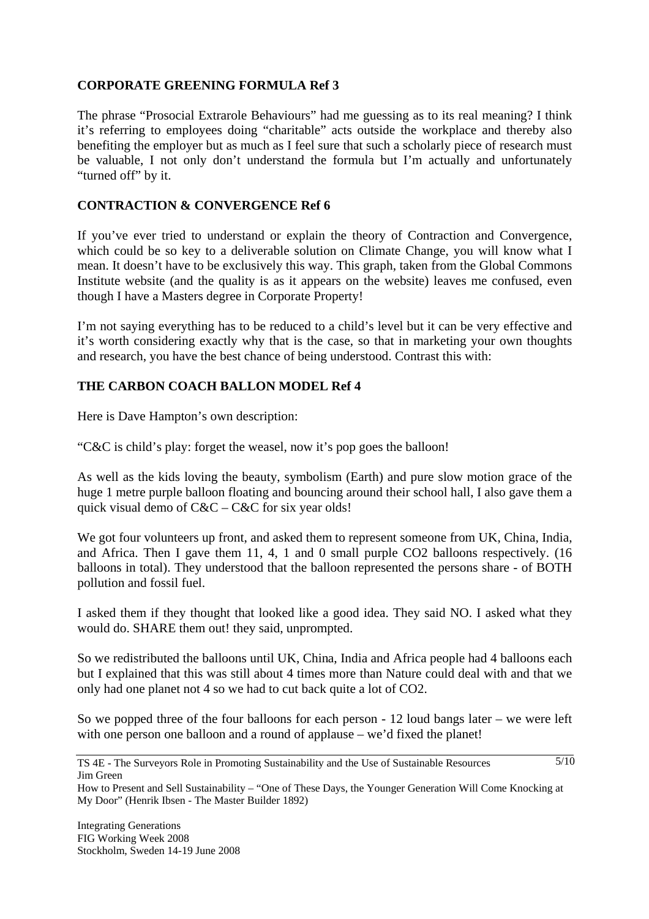**CORPORATE GREENING FORMULA Ref 3**

The phrase "Prosocial Extrarole Behaviours" had me guessing as to its real meaning? I think it's referring to employees doing "charitable" acts outside the workplace and thereby also benefiting the employer but as much as I feel sure that such a scholarly piece of research must be valuable, I not only don't understand the formula but I'm actually and unfortunately "turned off" by it.

**CONTRACTION & CONVERGENCE Ref 6**

If you've ever tried to understand or explain the theory of Contraction and Convergence, which could be so key to a deliverable solution on Climate Change, you will know what I mean. It doesn't have to be exclusively this way. This graph, taken from the Global Commons Institute website (and the quality is as it appears on the website) leaves me confused, even though I have a Masters degree in Corporate Property!

I'm not saying everything has to be reduced to a child's level but it can be very effective and it's worth considering exactly why that is the case, so that in marketing your own thoughts and research, you have the best chance of being understood. Contrast this with:

**THE CARBON COACH BALLON MODEL Ref 4**

Here is Dave Hampton's own description:

"C&C is child's play: forget the weasel, now it's pop goes the balloon!

As well as the kids loving the beauty, symbolism (Earth) and pure slow motion grace of the huge 1 metre purple balloon floating and bouncing around their school hall, I also gave them a quick visual demo of C&C – C&C for six year olds!

We got four volunteers up front, and asked them to represent someone from UK, China, India, and Africa. Then I gave them 11, 4, 1 and 0 small purple $CO_2$ balloons respectively. (16 balloons in total). They understood that the balloon represented the persons share - of BOTH pollution and fossil fuel.

I asked them if they thought that looked like a good idea. They said NO. I asked what they would do. SHARE them out! they said, unprompted.

So we redistributed the balloons until UK, China, India and Africa people had 4 balloons each but I explained that this was still about 4 times more than Nature could deal with and that we only had one planet not 4 so we had to cut back quite a lot of $CO_2$.

So we popped three of the four balloons for each person - 12 loud bangs later – we were left with one person one balloon and a round of applause – we'd fixed the planet!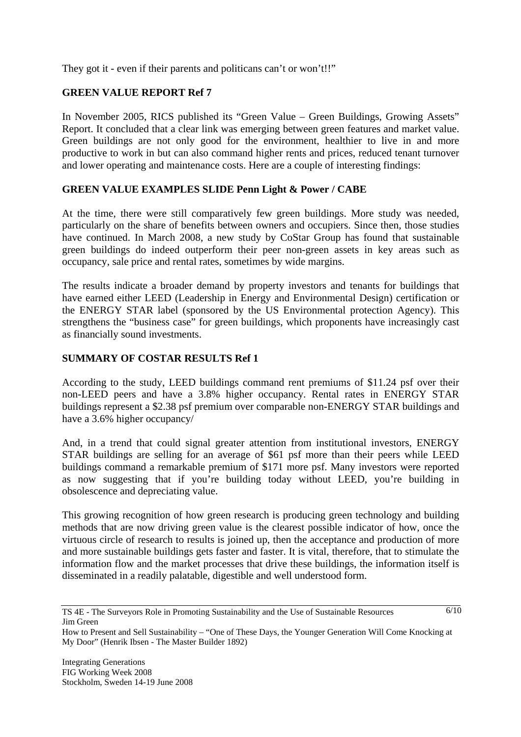They got it - even if their parents and politicans can't or won't!!"

**GREEN VALUE REPORT Ref 7**

In November 2005, RICS published its "Green Value – Green Buildings, Growing Assets" Report. It concluded that a clear link was emerging between green features and market value. Green buildings are not only good for the environment, healthier to live in and more productive to work in but can also command higher rents and prices, reduced tenant turnover and lower operating and maintenance costs. Here are a couple of interesting findings:

**GREEN VALUE EXAMPLES SLIDE Penn Light & Power / CABE**

At the time, there were still comparatively few green buildings. More study was needed, particularly on the share of benefits between owners and occupiers. Since then, those studies have continued. In March 2008, a new study by CoStar Group has found that sustainable green buildings do indeed outperform their peer non-green assets in key areas such as occupancy, sale price and rental rates, sometimes by wide margins.

The results indicate a broader demand by property investors and tenants for buildings that have earned either LEED (Leadership in Energy and Environmental Design) certification or the ENERGY STAR label (sponsored by the US Environmental protection Agency). This strengthens the "business case" for green buildings, which proponents have increasingly cast as financially sound investments.

**SUMMARY OF COSTAR RESULTS Ref 1**

According to the study, LEED buildings command rent premiums of $11.24 psf over their non-LEED peers and have a 3.8% higher occupancy. Rental rates in ENERGY STAR buildings represent a $2.38 psf premium over comparable non-ENERGY STAR buildings and have a 3.6% higher occupancy/

And, in a trend that could signal greater attention from institutional investors, ENERGY STAR buildings are selling for an average of $61 psf more than their peers while LEED buildings command a remarkable premium of $171 more psf. Many investors were reported as now suggesting that if you're building today without LEED, you're building in obsolescence and depreciating value.

This growing recognition of how green research is producing green technology and building methods that are now driving green value is the clearest possible indicator of how, once the virtuous circle of research to results is joined up, then the acceptance and production of more and more sustainable buildings gets faster and faster. It is vital, therefore, that to stimulate the information flow and the market processes that drive these buildings, the information itself is disseminated in a readily palatable, digestible and well understood form.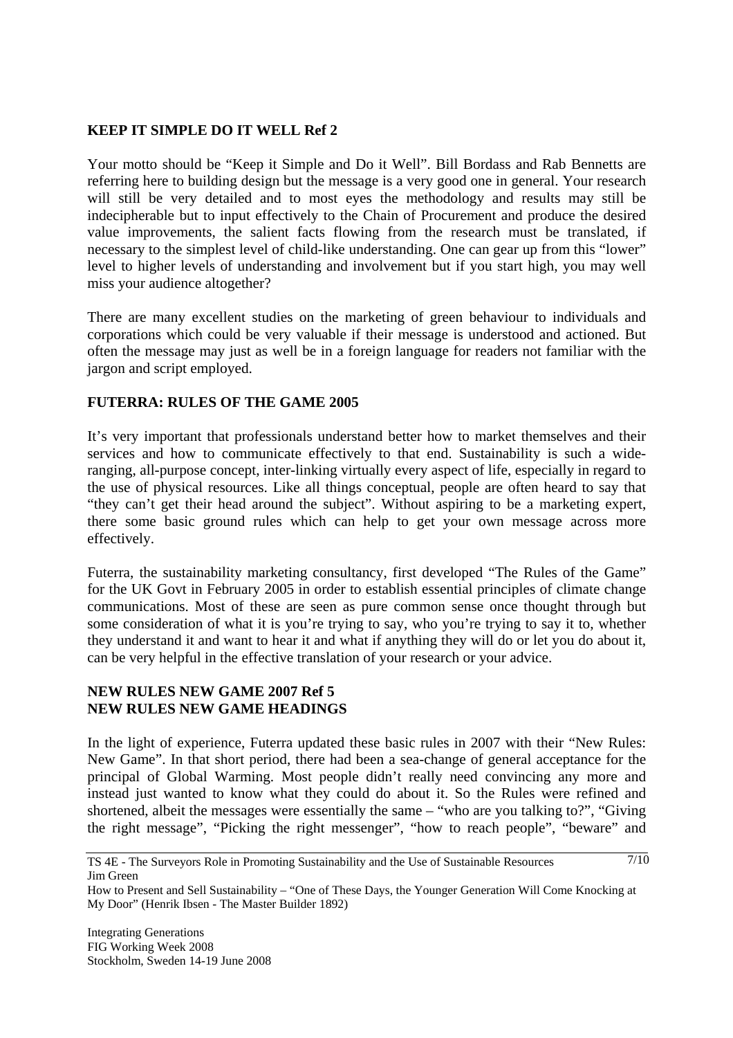## KEEP IT SIMPLE DO IT WELL Ref 2

Your motto should be "Keep it Simple and Do it Well". Bill Bordass and Rab Bennetts are referring here to building design but the message is a very good one in general. Your research will still be very detailed and to most eyes the methodology and results may still be indecipherable but to input effectively to the Chain of Procurement and produce the desired value improvements, the salient facts flowing from the research must be translated, if necessary to the simplest level of child-like understanding. One can gear up from this "lower" level to higher levels of understanding and involvement but if you start high, you may well miss your audience altogether?

There are many excellent studies on the marketing of green behaviour to individuals and corporations which could be very valuable if their message is understood and actioned. But often the message may just as well be in a foreign language for readers not familiar with the jargon and script employed.

## FUTERRA: RULES OF THE GAME 2005

It's very important that professionals understand better how to market themselves and their services and how to communicate effectively to that end. Sustainability is such a wide-ranging, all-purpose concept, inter-linking virtually every aspect of life, especially in regard to the use of physical resources. Like all things conceptual, people are often heard to say that "they can't get their head around the subject". Without aspiring to be a marketing expert, there some basic ground rules which can help to get your own message across more effectively.

Futerra, the sustainability marketing consultancy, first developed "The Rules of the Game" for the UK Govt in February 2005 in order to establish essential principles of climate change communications. Most of these are seen as pure common sense once thought through but some consideration of what it is you're trying to say, who you're trying to say it to, whether they understand it and want to hear it and what if anything they will do or let you do about it, can be very helpful in the effective translation of your research or your advice.

## NEW RULES NEW GAME 2007 Ref 5
## NEW RULES NEW GAME HEADINGS

In the light of experience, Futerra updated these basic rules in 2007 with their "New Rules: New Game". In that short period, there had been a sea-change of general acceptance for the principal of Global Warming. Most people didn't really need convincing any more and instead just wanted to know what they could do about it. So the Rules were refined and shortened, albeit the messages were essentially the same – "who are you talking to?", "Giving the right message", "Picking the right messenger", "how to reach people", "beware" and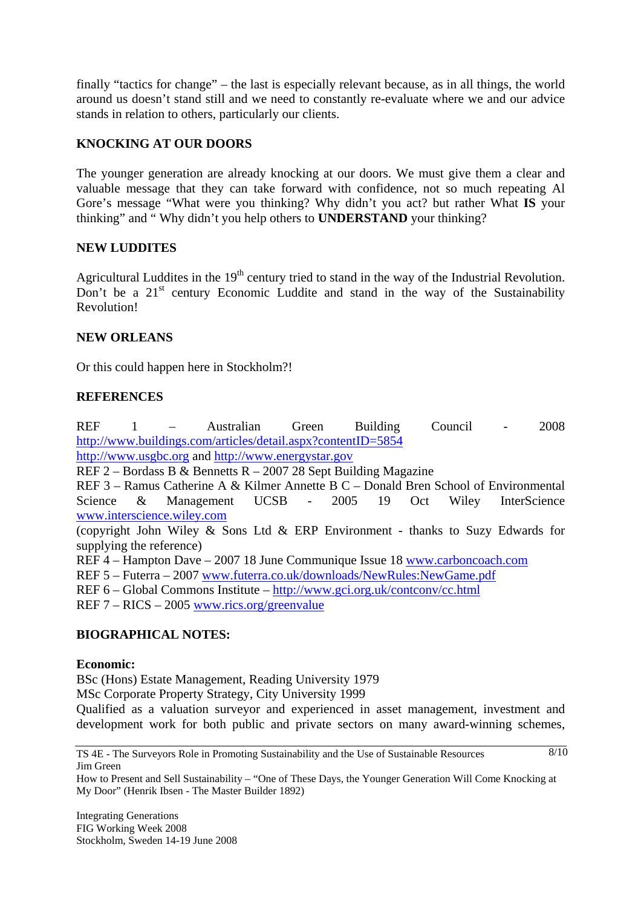finally "tactics for change" – the last is especially relevant because, as in all things, the world around us doesn't stand still and we need to constantly re-evaluate where we and our advice stands in relation to others, particularly our clients.

**KNOCKING AT OUR DOORS**

The younger generation are already knocking at our doors. We must give them a clear and valuable message that they can take forward with confidence, not so much repeating Al Gore's message "What were you thinking? Why didn't you act? but rather What **IS** your thinking" and " Why didn't you help others to **UNDERSTAND** your thinking?

**NEW LUDDITES**

Agricultural Luddites in the 19th century tried to stand in the way of the Industrial Revolution. Don't be a 21st century Economic Luddite and stand in the way of the Sustainability Revolution!

**NEW ORLEANS**

Or this could happen here in Stockholm?!

**REFERENCES**

REF 1 – Australian Green Building Council - 2008 http://www.buildings.com/articles/detail.aspx?contentID=5854
http://www.usgbc.org and http://www.energystar.gov
REF 2 – Bordass B & Bennetts R – 2007 28 Sept Building Magazine
REF 3 – Ramus Catherine A & Kilmer Annette B C – Donald Bren School of Environmental Science & Management UCSB - 2005 19 Oct Wiley InterScience www.interscience.wiley.com
(copyright John Wiley & Sons Ltd & ERP Environment - thanks to Suzy Edwards for supplying the reference)
REF 4 – Hampton Dave – 2007 18 June Communique Issue 18 www.carboncoach.com
REF 5 – Futerra – 2007 www.futerra.co.uk/downloads/NewRules:NewGame.pdf
REF 6 – Global Commons Institute – http://www.gci.org.uk/contconv/cc.html
REF 7 – RICS – 2005 www.rics.org/greenvalue

**BIOGRAPHICAL NOTES:**

**Economic:**
BSc (Hons) Estate Management, Reading University 1979
MSc Corporate Property Strategy, City University 1999
Qualified as a valuation surveyor and experienced in asset management, investment and development work for both public and private sectors on many award-winning schemes,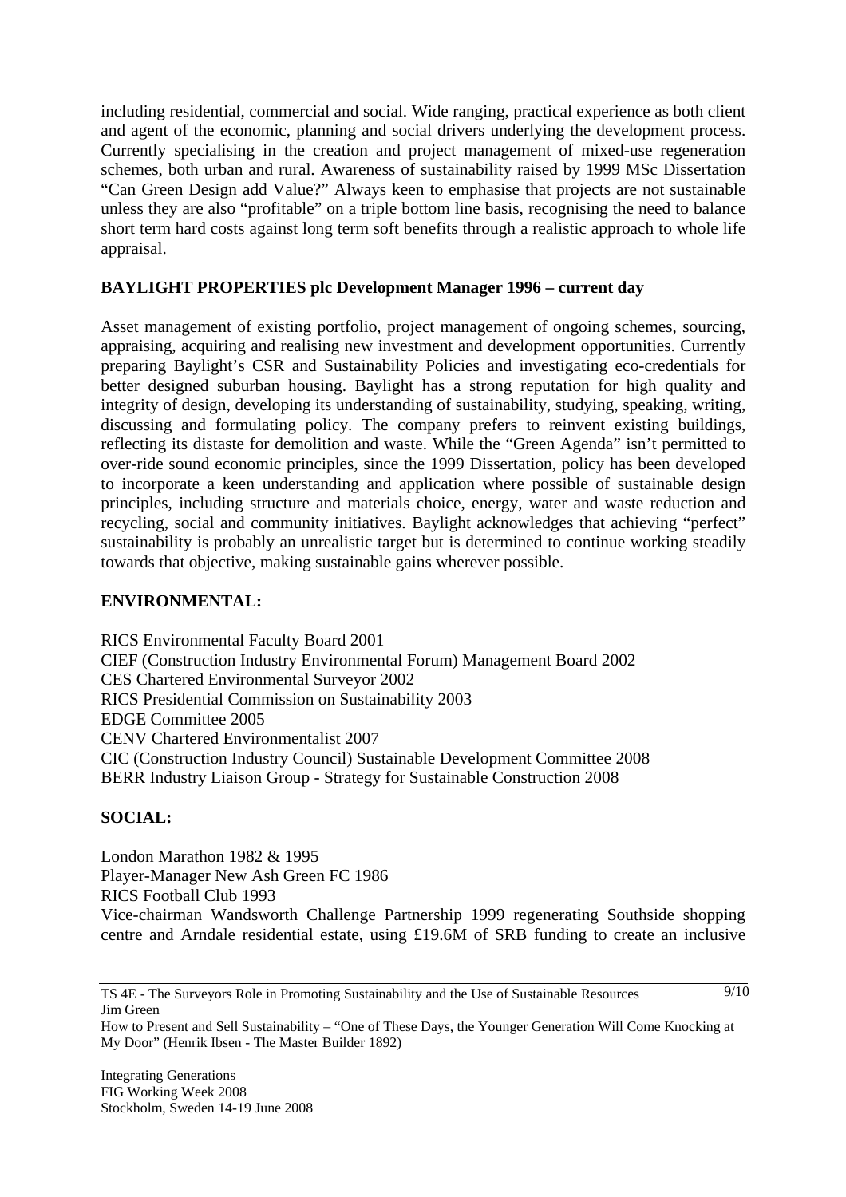including residential, commercial and social. Wide ranging, practical experience as both client and agent of the economic, planning and social drivers underlying the development process. Currently specialising in the creation and project management of mixed-use regeneration schemes, both urban and rural. Awareness of sustainability raised by 1999 MSc Dissertation "Can Green Design add Value?" Always keen to emphasise that projects are not sustainable unless they are also "profitable" on a triple bottom line basis, recognising the need to balance short term hard costs against long term soft benefits through a realistic approach to whole life appraisal.

**BAYLIGHT PROPERTIES plc Development Manager 1996 – current day**

Asset management of existing portfolio, project management of ongoing schemes, sourcing, appraising, acquiring and realising new investment and development opportunities. Currently preparing Baylight's CSR and Sustainability Policies and investigating eco-credentials for better designed suburban housing. Baylight has a strong reputation for high quality and integrity of design, developing its understanding of sustainability, studying, speaking, writing, discussing and formulating policy. The company prefers to reinvent existing buildings, reflecting its distaste for demolition and waste. While the "Green Agenda" isn't permitted to over-ride sound economic principles, since the 1999 Dissertation, policy has been developed to incorporate a keen understanding and application where possible of sustainable design principles, including structure and materials choice, energy, water and waste reduction and recycling, social and community initiatives. Baylight acknowledges that achieving "perfect" sustainability is probably an unrealistic target but is determined to continue working steadily towards that objective, making sustainable gains wherever possible.

**ENVIRONMENTAL:**

RICS Environmental Faculty Board 2001
CIEF (Construction Industry Environmental Forum) Management Board 2002
CES Chartered Environmental Surveyor 2002
RICS Presidential Commission on Sustainability 2003
EDGE Committee 2005
CENV Chartered Environmentalist 2007
CIC (Construction Industry Council) Sustainable Development Committee 2008
BERR Industry Liaison Group - Strategy for Sustainable Construction 2008

**SOCIAL:**

London Marathon 1982 & 1995
Player-Manager New Ash Green FC 1986
RICS Football Club 1993
Vice-chairman Wandsworth Challenge Partnership 1999 regenerating Southside shopping centre and Arndale residential estate, using £19.6M of SRB funding to create an inclusive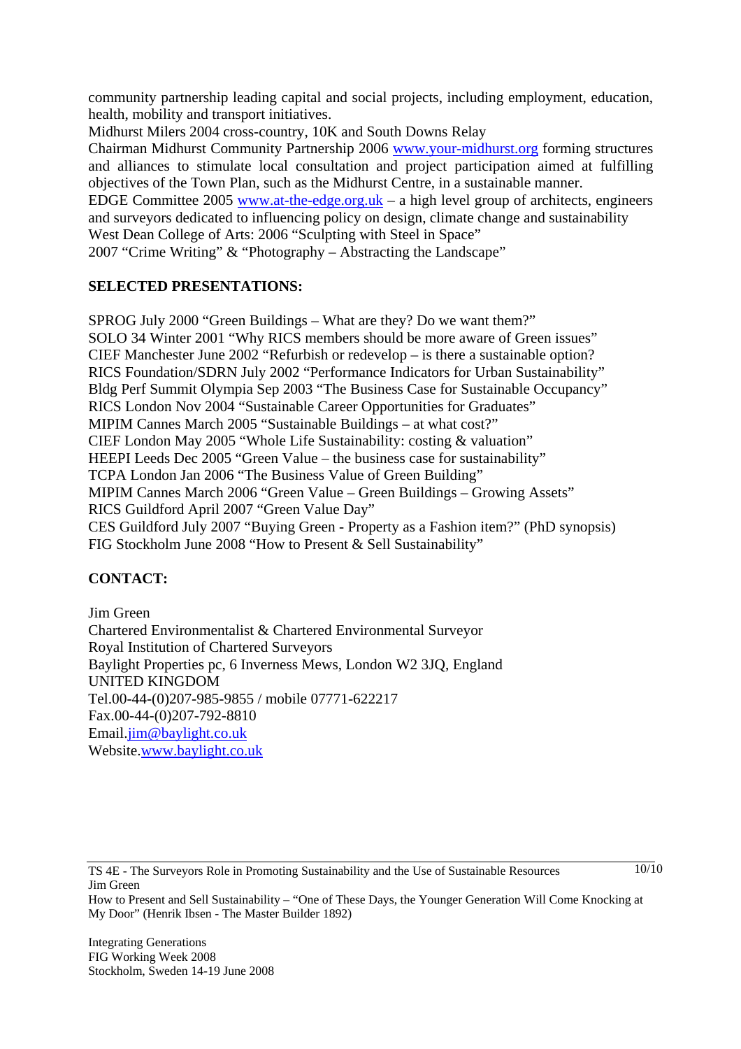community partnership leading capital and social projects, including employment, education, health, mobility and transport initiatives.
Midhurst Milers 2004 cross-country, 10K and South Downs Relay
Chairman Midhurst Community Partnership 2006 www.your-midhurst.org forming structures and alliances to stimulate local consultation and project participation aimed at fulfilling objectives of the Town Plan, such as the Midhurst Centre, in a sustainable manner.
EDGE Committee 2005 www.at-the-edge.org.uk – a high level group of architects, engineers and surveyors dedicated to influencing policy on design, climate change and sustainability
West Dean College of Arts: 2006 "Sculpting with Steel in Space"
2007 "Crime Writing" & "Photography – Abstracting the Landscape"

**SELECTED PRESENTATIONS:**

SPROG July 2000 "Green Buildings – What are they? Do we want them?"
SOLO 34 Winter 2001 "Why RICS members should be more aware of Green issues"
CIEF Manchester June 2002 "Refurbish or redevelop – is there a sustainable option?
RICS Foundation/SDRN July 2002 "Performance Indicators for Urban Sustainability"
Bldg Perf Summit Olympia Sep 2003 "The Business Case for Sustainable Occupancy"
RICS London Nov 2004 "Sustainable Career Opportunities for Graduates"
MIPIM Cannes March 2005 "Sustainable Buildings – at what cost?"
CIEF London May 2005 "Whole Life Sustainability: costing & valuation"
HEEPI Leeds Dec 2005 "Green Value – the business case for sustainability"
TCPA London Jan 2006 "The Business Value of Green Building"
MIPIM Cannes March 2006 "Green Value – Green Buildings – Growing Assets"
RICS Guildford April 2007 "Green Value Day"
CES Guildford July 2007 "Buying Green - Property as a Fashion item?" (PhD synopsis)
FIG Stockholm June 2008 "How to Present & Sell Sustainability"

**CONTACT:**

Jim Green
Chartered Environmentalist & Chartered Environmental Surveyor
Royal Institution of Chartered Surveyors
Baylight Properties pc, 6 Inverness Mews, London W2 3JQ, England
UNITED KINGDOM
Tel.00-44-(0)207-985-9855 / mobile 07771-622217
Fax.00-44-(0)207-792-8810
Email.jim@baylight.co.uk
Website.www.baylight.co.uk